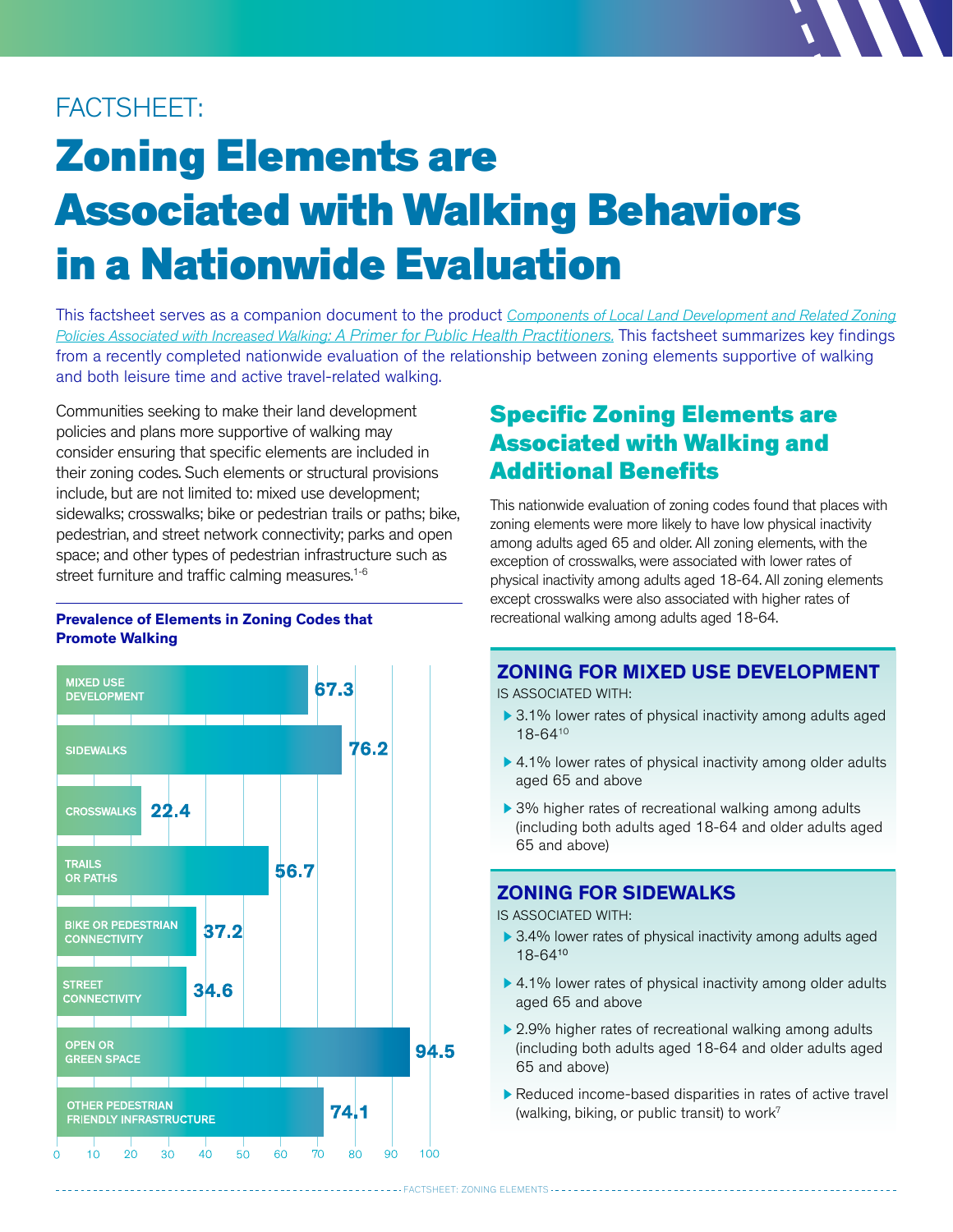FACTSHEET:

# Zoning Elements are Associated with Walking Behaviors in a Nationwide Evaluation

This factsheet serves as a companion document to the product *Components of Local Land Development and Related Zoning Policies Associated with Increased Walking: A Primer for Public Health Practitioners.* This factsheet summarizes key findings from a recently completed nationwide evaluation of the relationship between zoning elements supportive of walking and both leisure time and active travel-related walking.

Communities seeking to make their land development policies and plans more supportive of walking may consider ensuring that specific elements are included in their zoning codes. Such elements or structural provisions include, but are not limited to: mixed use development; sidewalks; crosswalks; bike or pedestrian trails or paths; bike, pedestrian, and street network connectivity; parks and open space; and other types of pedestrian infrastructure such as street furniture and traffic calming measures.[1-6]

**Prevalence of Elements in Zoning Codes that Promote Walking**

| Element | Prevalence |
| --- | --- |
| Mixed Use Development | 67.3 |
| Sidewalks | 76.2 |
| Crosswalks | 22.4 |
| Trails or Paths | 56.7 |
| Bike or Pedestrian Connectivity | 37.2 |
| Street Connectivity | 34.6 |
| Open or Green Space | 94.5 |
| Other Pedestrian Friendly Infrastructure | 74.1 |

## Specific Zoning Elements are Associated with Walking and Additional Benefits

This nationwide evaluation of zoning codes found that places with zoning elements were more likely to have low physical inactivity among adults aged 65 and older. All zoning elements, with the exception of crosswalks, were associated with lower rates of physical inactivity among adults aged 18-64. All zoning elements except crosswalks were also associated with higher rates of recreational walking among adults aged 18-64.

### ZONING FOR MIXED USE DEVELOPMENT

IS ASSOCIATED WITH:

- 3.1% lower rates of physical inactivity among adults aged 18-64[10]
- 4.1% lower rates of physical inactivity among older adults aged 65 and above
- 3% higher rates of recreational walking among adults (including both adults aged 18-64 and older adults aged 65 and above)

### ZONING FOR SIDEWALKS

IS ASSOCIATED WITH:

- 3.4% lower rates of physical inactivity among adults aged 18-64[10]
- 4.1% lower rates of physical inactivity among older adults aged 65 and above
- 2.9% higher rates of recreational walking among adults (including both adults aged 18-64 and older adults aged 65 and above)
- Reduced income-based disparities in rates of active travel (walking, biking, or public transit) to work[7]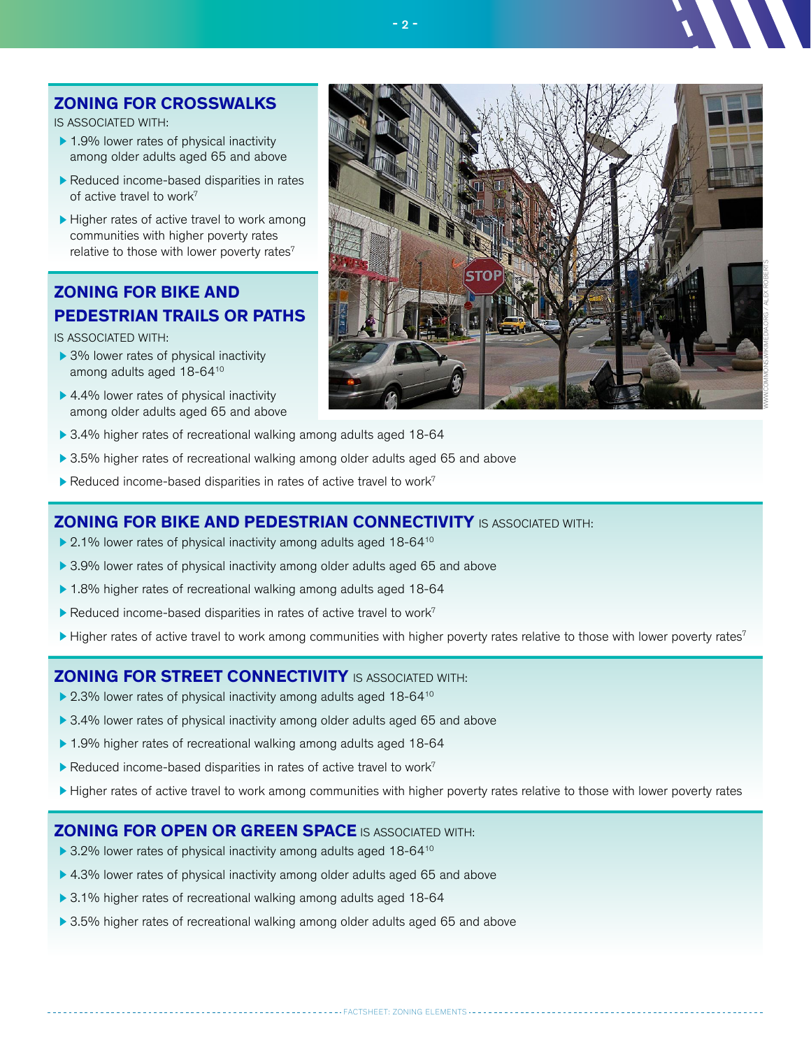## ZONING FOR CROSSWALKS

IS ASSOCIATED WITH:

- 1.9% lower rates of physical inactivity among older adults aged 65 and above
- Reduced income-based disparities in rates of active travel to work[7]
- Higher rates of active travel to work among communities with higher poverty rates relative to those with lower poverty rates[7]

## ZONING FOR BIKE AND PEDESTRIAN TRAILS OR PATHS

IS ASSOCIATED WITH:

- 3% lower rates of physical inactivity among adults aged 18-64[10]
- 4.4% lower rates of physical inactivity among older adults aged 65 and above
- 3.4% higher rates of recreational walking among adults aged 18-64
- 3.5% higher rates of recreational walking among older adults aged 65 and above
- Reduced income-based disparities in rates of active travel to work[7]

WWW.COMMONS.WIKIMEDIA.ORG / ALEX ROBERTS

## ZONING FOR BIKE AND PEDESTRIAN CONNECTIVITY IS ASSOCIATED WITH:

- 2.1% lower rates of physical inactivity among adults aged 18-64[10]
- 3.9% lower rates of physical inactivity among older adults aged 65 and above
- 1.8% higher rates of recreational walking among adults aged 18-64
- Reduced income-based disparities in rates of active travel to work[7]
- Higher rates of active travel to work among communities with higher poverty rates relative to those with lower poverty rates[7]

## ZONING FOR STREET CONNECTIVITY IS ASSOCIATED WITH:

- 2.3% lower rates of physical inactivity among adults aged 18-64[10]
- 3.4% lower rates of physical inactivity among older adults aged 65 and above
- 1.9% higher rates of recreational walking among adults aged 18-64
- Reduced income-based disparities in rates of active travel to work[7]
- Higher rates of active travel to work among communities with higher poverty rates relative to those with lower poverty rates

## ZONING FOR OPEN OR GREEN SPACE IS ASSOCIATED WITH:

- 3.2% lower rates of physical inactivity among adults aged 18-64[10]
- 4.3% lower rates of physical inactivity among older adults aged 65 and above
- 3.1% higher rates of recreational walking among adults aged 18-64
- 3.5% higher rates of recreational walking among older adults aged 65 and above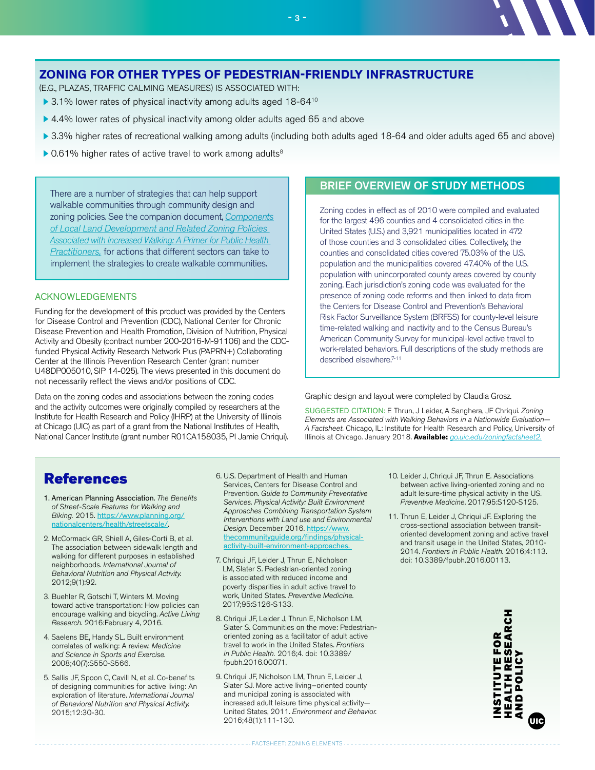## ZONING FOR OTHER TYPES OF PEDESTRIAN-FRIENDLY INFRASTRUCTURE

(E.G., PLAZAS, TRAFFIC CALMING MEASURES) IS ASSOCIATED WITH:

- 3.1% lower rates of physical inactivity among adults aged 18-64[10]
- 4.4% lower rates of physical inactivity among older adults aged 65 and above
- 3.3% higher rates of recreational walking among adults (including both adults aged 18-64 and older adults aged 65 and above)
- 0.61% higher rates of active travel to work among adults[8]

There are a number of strategies that can help support walkable communities through community design and zoning policies. See the companion document, *Components of Local Land Development and Related Zoning Policies Associated with Increased Walking: A Primer for Public Health Practitioners,* for actions that different sectors can take to implement the strategies to create walkable communities.

### ACKNOWLEDGEMENTS

Funding for the development of this product was provided by the Centers for Disease Control and Prevention (CDC), National Center for Chronic Disease Prevention and Health Promotion, Division of Nutrition, Physical Activity and Obesity (contract number 200-2016-M-91106) and the CDC-funded Physical Activity Research Network Plus (PAPRN+) Collaborating Center at the Illinois Prevention Research Center (grant number U48DP005010, SIP 14-025). The views presented in this document do not necessarily reflect the views and/or positions of CDC.

Data on the zoning codes and associations between the zoning codes and the activity outcomes were originally compiled by researchers at the Institute for Health Research and Policy (IHRP) at the University of Illinois at Chicago (UIC) as part of a grant from the National Institutes of Health, National Cancer Institute (grant number R01CA158035, PI Jamie Chriqui).

### BRIEF OVERVIEW OF STUDY METHODS

Zoning codes in effect as of 2010 were compiled and evaluated for the largest 496 counties and 4 consolidated cities in the United States (U.S.) and 3,921 municipalities located in 472 of those counties and 3 consolidated cities. Collectively, the counties and consolidated cities covered 75.03% of the U.S. population and the municipalities covered 47.40% of the U.S. population with unincorporated county areas covered by county zoning. Each jurisdiction's zoning code was evaluated for the presence of zoning code reforms and then linked to data from the Centers for Disease Control and Prevention's Behavioral Risk Factor Surveillance System (BRFSS) for county-level leisure time-related walking and inactivity and to the Census Bureau's American Community Survey for municipal-level active travel to work-related behaviors. Full descriptions of the study methods are described elsewhere.[7-11]

Graphic design and layout were completed by Claudia Grosz.

SUGGESTED CITATION: E Thrun, J Leider, A Sanghera, JF Chriqui. *Zoning Elements are Associated with Walking Behaviors in a Nationwide Evaluation—A Factsheet.* Chicago, IL: Institute for Health Research and Policy, University of Illinois at Chicago. January 2018. **Available:** go.uic.edu/zoningfactsheet2.

# References

1. American Planning Association. *The Benefits of Street-Scale Features for Walking and Biking.* 2015. https://www.planning.org/nationalcenters/health/streetscale/.
2. McCormack GR, Shiell A, Giles-Corti B, et al. The association between sidewalk length and walking for different purposes in established neighborhoods. *International Journal of Behavioral Nutrition and Physical Activity.* 2012;9(1):92.
3. Buehler R, Gotschi T, Winters M. Moving toward active transportation: How policies can encourage walking and bicycling. *Active Living Research.* 2016:February 4, 2016.
4. Saelens BE, Handy SL. Built environment correlates of walking: A review. *Medicine and Science in Sports and Exercise.* 2008;40(7):S550-S566.
5. Sallis JF, Spoon C, Cavill N, et al. Co-benefits of designing communities for active living: An exploration of literature. *International Journal of Behavioral Nutrition and Physical Activity.* 2015;12:30-30.
6. U.S. Department of Health and Human Services, Centers for Disease Control and Prevention. *Guide to Community Preventative Services. Physical Activity: Built Environment Approaches Combining Transportation System Interventions with Land use and Environmental Design.* December 2016. https://www.thecommunityguide.org/findings/physical-activity-built-environment-approaches.
7. Chriqui JF, Leider J, Thrun E, Nicholson LM, Slater S. Pedestrian-oriented zoning is associated with reduced income and poverty disparities in adult active travel to work, United States. *Preventive Medicine.* 2017;95:S126-S133.
8. Chriqui JF, Leider J, Thrun E, Nicholson LM, Slater S. Communities on the move: Pedestrian-oriented zoning as a facilitator of adult active travel to work in the United States. *Frontiers in Public Health.* 2016;4. doi: 10.3389/fpubh.2016.00071.
9. Chriqui JF, Nicholson LM, Thrun E, Leider J, Slater SJ. More active living–oriented county and municipal zoning is associated with increased adult leisure time physical activity—United States, 2011. *Environment and Behavior.* 2016;48(1):111-130.
10. Leider J, Chriqui JF, Thrun E. Associations between active living-oriented zoning and no adult leisure-time physical activity in the US. *Preventive Medicine.* 2017;95:S120-S125.
11. Thrun E, Leider J, Chriqui JF. Exploring the cross-sectional association between transit-oriented development zoning and active travel and transit usage in the United States, 2010-2014. *Frontiers in Public Health.* 2016;4:113. doi: 10.3389/fpubh.2016.00113.

INSTITUTE FOR HEALTH RESEARCH AND POLICY